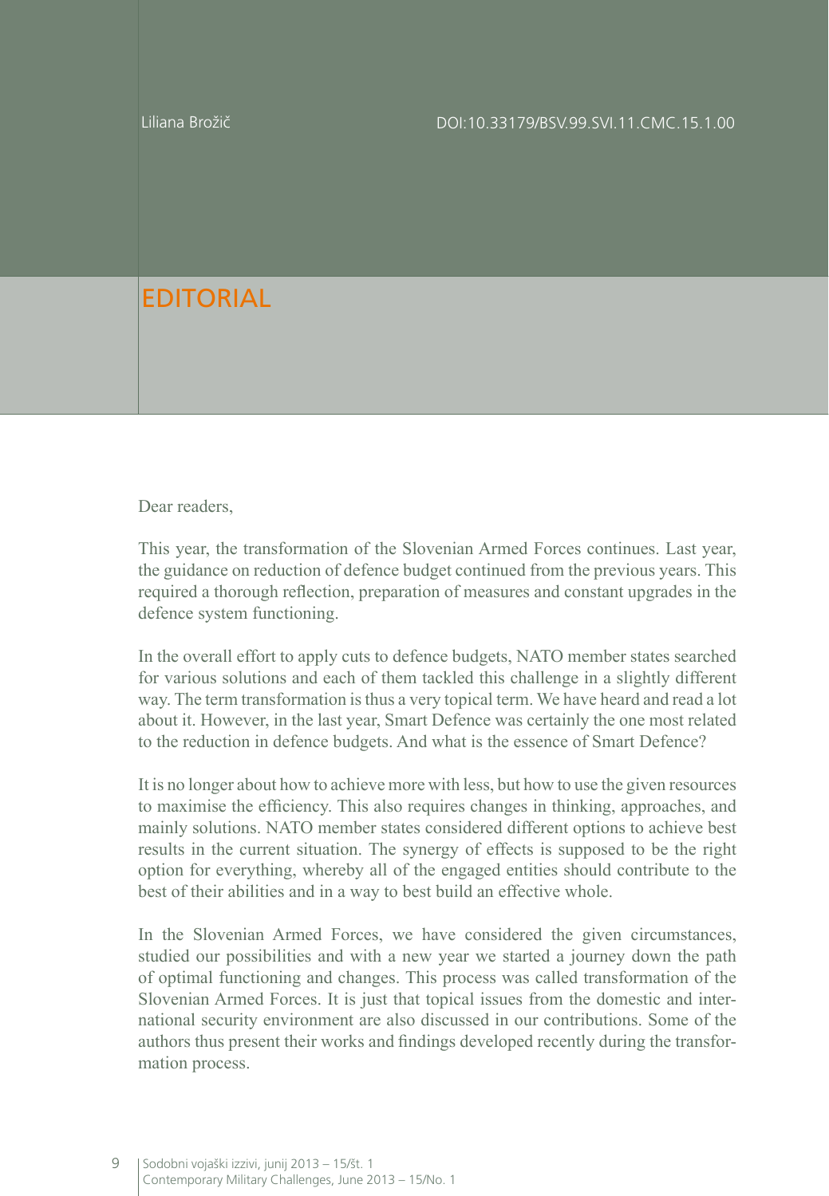Liliana Brožič

DOI:10.33179/BSV.99.SVI.11.CMC.15.1.00

# EDITORIAL

Dear readers,

This year, the transformation of the Slovenian Armed Forces continues. Last year, the guidance on reduction of defence budget continued from the previous years. This required a thorough reflection, preparation of measures and constant upgrades in the defence system functioning.

In the overall effort to apply cuts to defence budgets, NATO member states searched for various solutions and each of them tackled this challenge in a slightly different way. The term transformation is thus a very topical term. We have heard and read a lot about it. However, in the last year, Smart Defence was certainly the one most related to the reduction in defence budgets. And what is the essence of Smart Defence?

It is no longer about how to achieve more with less, but how to use the given resources to maximise the efficiency. This also requires changes in thinking, approaches, and mainly solutions. NATO member states considered different options to achieve best results in the current situation. The synergy of effects is supposed to be the right option for everything, whereby all of the engaged entities should contribute to the best of their abilities and in a way to best build an effective whole.

In the Slovenian Armed Forces, we have considered the given circumstances, studied our possibilities and with a new year we started a journey down the path of optimal functioning and changes. This process was called transformation of the Slovenian Armed Forces. It is just that topical issues from the domestic and international security environment are also discussed in our contributions. Some of the authors thus present their works and findings developed recently during the transformation process.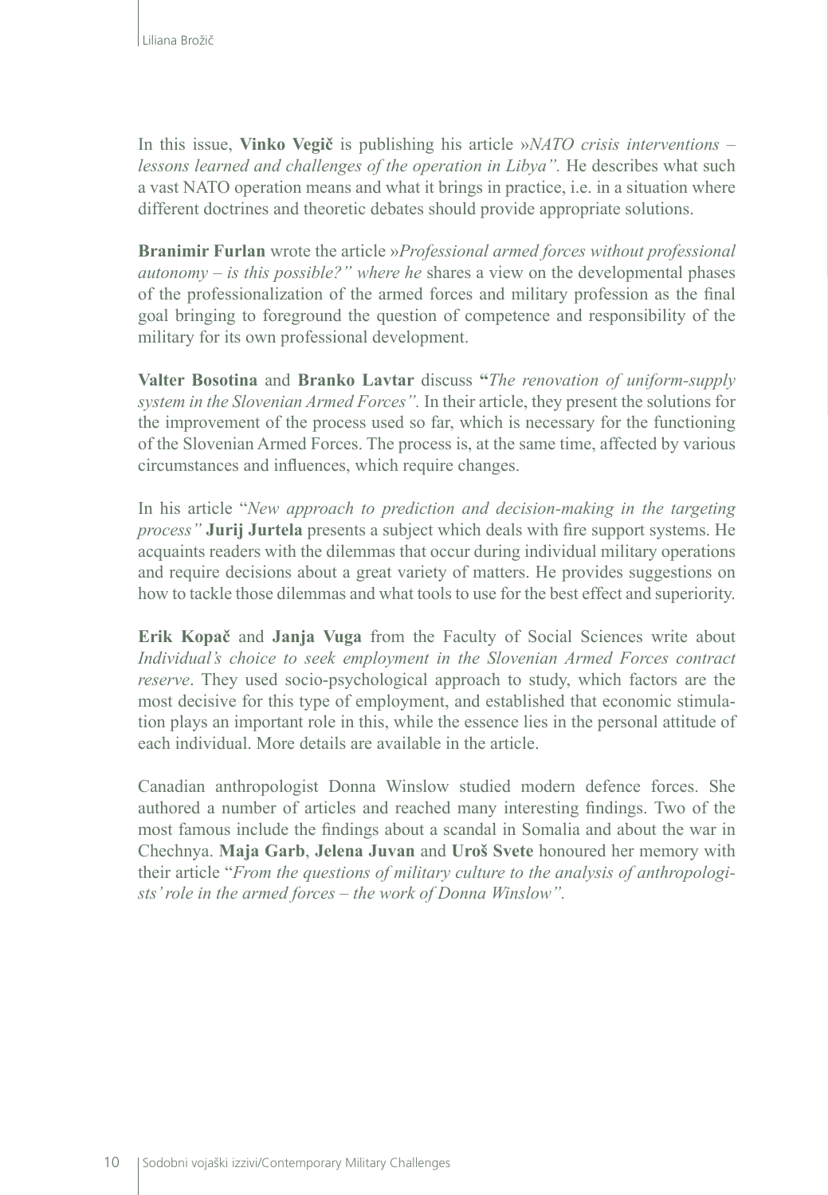In this issue, **Vinko Vegič** is publishing his article »*NATO crisis interventions – lessons learned and challenges of the operation in Libya".* He describes what such a vast NATO operation means and what it brings in practice, i.e. in a situation where different doctrines and theoretic debates should provide appropriate solutions.

**Branimir Furlan** wrote the article »*Professional armed forces without professional autonomy – is this possible?" where he* shares a view on the developmental phases of the professionalization of the armed forces and military profession as the final goal bringing to foreground the question of competence and responsibility of the military for its own professional development.

**Valter Bosotina** and **Branko Lavtar** discuss **"***The renovation of uniform-supply system in the Slovenian Armed Forces".* In their article, they present the solutions for the improvement of the process used so far, which is necessary for the functioning of the Slovenian Armed Forces. The process is, at the same time, affected by various circumstances and influences, which require changes.

In his article "*New approach to prediction and decision-making in the targeting process"* **Jurij Jurtela** presents a subject which deals with fire support systems. He acquaints readers with the dilemmas that occur during individual military operations and require decisions about a great variety of matters. He provides suggestions on how to tackle those dilemmas and what tools to use for the best effect and superiority.

**Erik Kopač** and **Janja Vuga** from the Faculty of Social Sciences write about *Individual's choice to seek employment in the Slovenian Armed Forces contract reserve*. They used socio-psychological approach to study, which factors are the most decisive for this type of employment, and established that economic stimulation plays an important role in this, while the essence lies in the personal attitude of each individual. More details are available in the article.

Canadian anthropologist Donna Winslow studied modern defence forces. She authored a number of articles and reached many interesting findings. Two of the most famous include the findings about a scandal in Somalia and about the war in Chechnya. **Maja Garb**, **Jelena Juvan** and **Uroš Svete** honoured her memory with their article "*From the questions of military culture to the analysis of anthropologists' role in the armed forces – the work of Donna Winslow".*